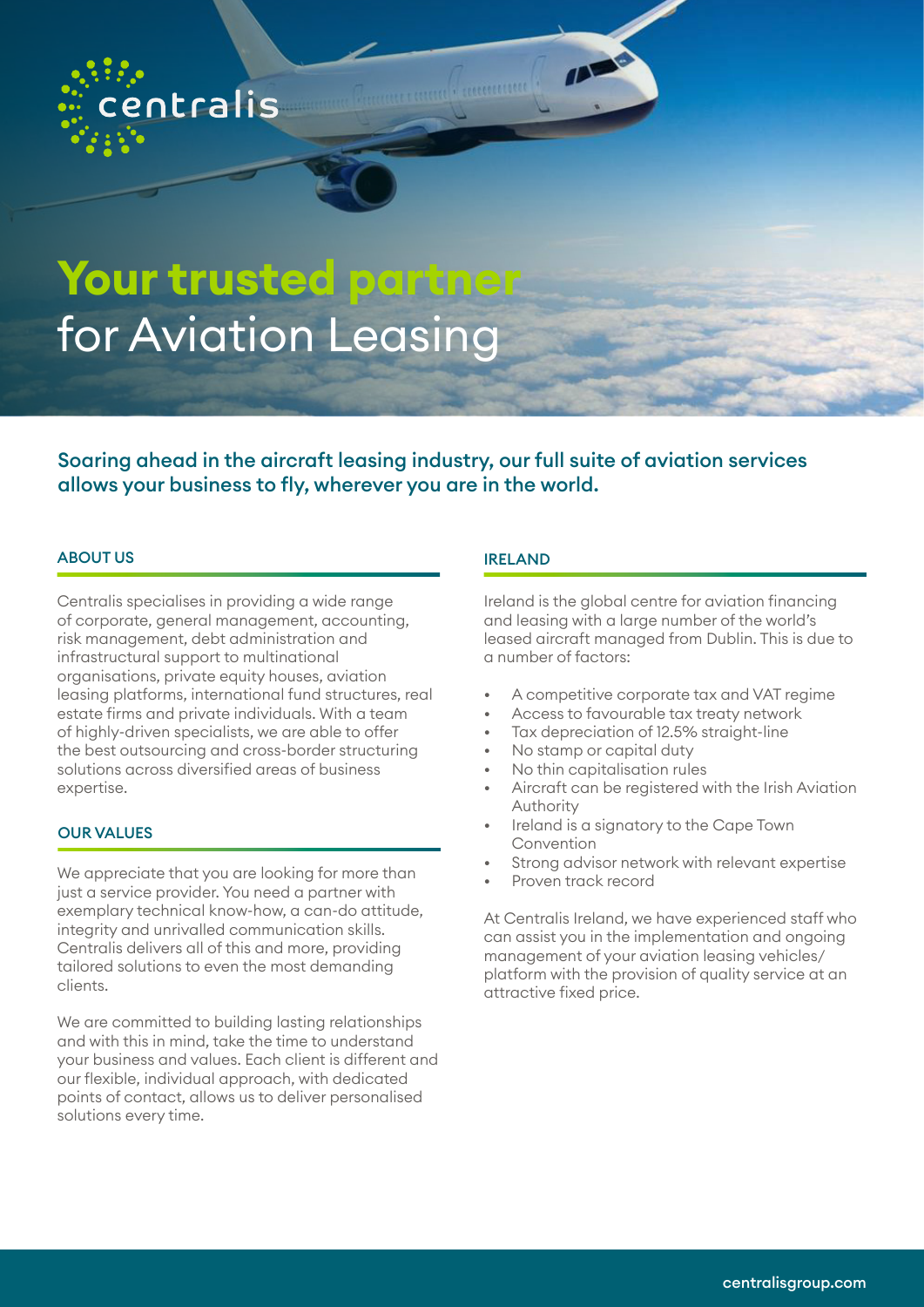centralis

# Your trusted partner for Aviation Leasing

**Soaring ahead in the aircraft leasing industry, our full suite of aviation services allows your business to fly, wherever you are in the world.**

## ABOUT US

Centralis specialises in providing a wide range of corporate, general management, accounting, risk management, debt administration and infrastructural support to multinational organisations, private equity houses, aviation leasing platforms, international fund structures, real estate firms and private individuals. With a team of highly-driven specialists, we are able to offer the best outsourcing and cross-border structuring solutions across diversified areas of business expertise.

## OUR VALUES

We appreciate that you are looking for more than just a service provider. You need a partner with exemplary technical know-how, a can-do attitude, integrity and unrivalled communication skills. Centralis delivers all of this and more, providing tailored solutions to even the most demanding clients.

We are committed to building lasting relationships and with this in mind, take the time to understand your business and values. Each client is different and our flexible, individual approach, with dedicated points of contact, allows us to deliver personalised solutions every time.

## IRELAND

Ireland is the global centre for aviation financing and leasing with a large number of the world's leased aircraft managed from Dublin. This is due to a number of factors:

- A competitive corporate tax and VAT regime
- Access to favourable tax treaty network
- Tax depreciation of 12.5% straight-line
- No stamp or capital duty
- No thin capitalisation rules
- Aircraft can be registered with the Irish Aviation Authority
- Ireland is a signatory to the Cape Town Convention
- Strong advisor network with relevant expertise
- Proven track record

At Centralis Ireland, we have experienced staff who can assist you in the implementation and ongoing management of your aviation leasing vehicles/platform with the provision of quality service at an attractive fixed price.

centralisgroup.com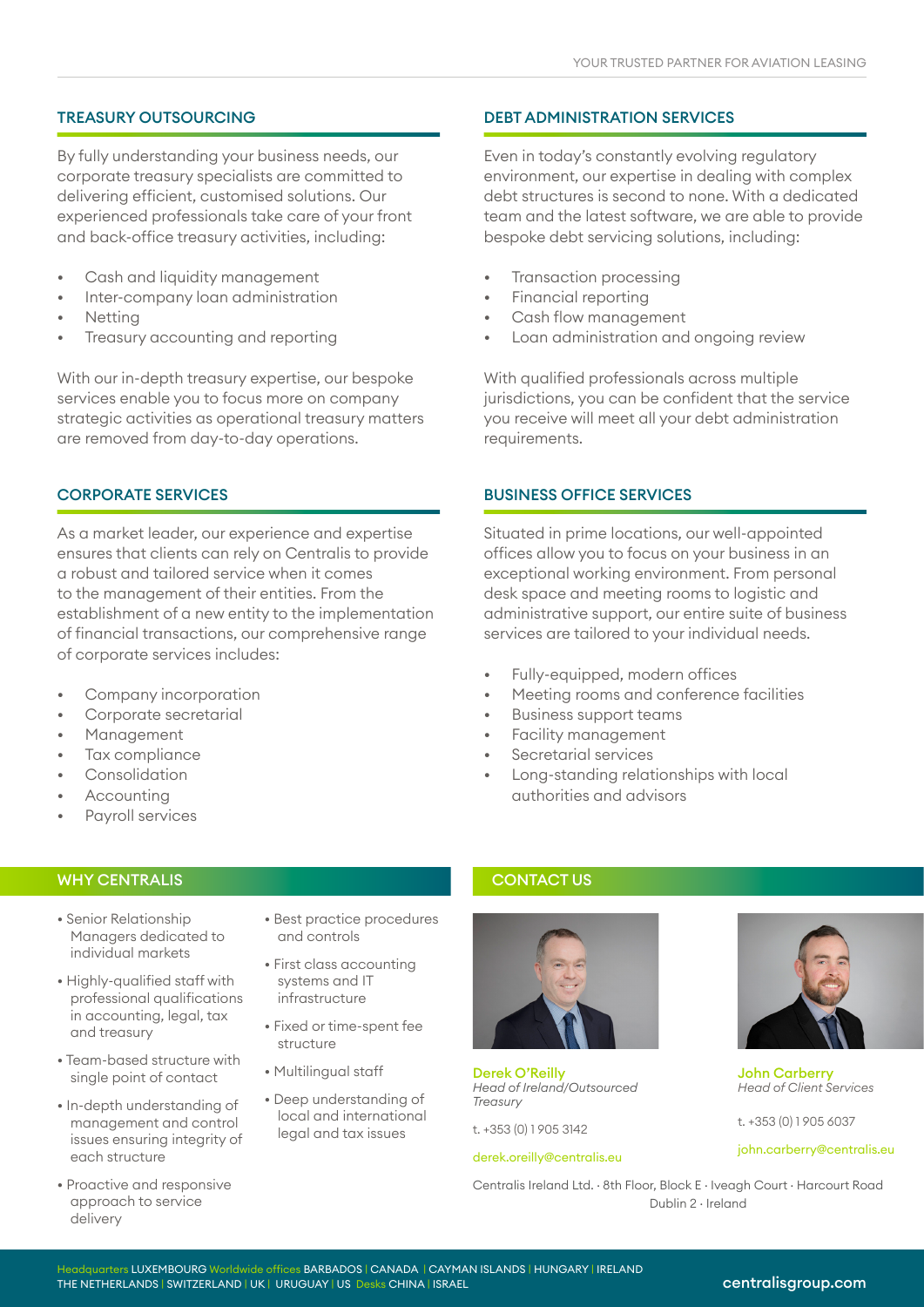## TREASURY OUTSOURCING

By fully understanding your business needs, our corporate treasury specialists are committed to delivering efficient, customised solutions. Our experienced professionals take care of your front and back-office treasury activities, including:

- Cash and liquidity management
- Inter-company loan administration
- Netting
- Treasury accounting and reporting

With our in-depth treasury expertise, our bespoke services enable you to focus more on company strategic activities as operational treasury matters are removed from day-to-day operations.

## DEBT ADMINISTRATION SERVICES

Even in today's constantly evolving regulatory environment, our expertise in dealing with complex debt structures is second to none. With a dedicated team and the latest software, we are able to provide bespoke debt servicing solutions, including:

- Transaction processing
- Financial reporting
- Cash flow management
- Loan administration and ongoing review

With qualified professionals across multiple jurisdictions, you can be confident that the service you receive will meet all your debt administration requirements.

## CORPORATE SERVICES

As a market leader, our experience and expertise ensures that clients can rely on Centralis to provide a robust and tailored service when it comes to the management of their entities. From the establishment of a new entity to the implementation of financial transactions, our comprehensive range of corporate services includes:

- Company incorporation
- Corporate secretarial
- Management
- Tax compliance
- Consolidation
- Accounting
- Payroll services

## BUSINESS OFFICE SERVICES

Situated in prime locations, our well-appointed offices allow you to focus on your business in an exceptional working environment. From personal desk space and meeting rooms to logistic and administrative support, our entire suite of business services are tailored to your individual needs.

- Fully-equipped, modern offices
- Meeting rooms and conference facilities
- Business support teams
- Facility management
- Secretarial services
- Long-standing relationships with local authorities and advisors

## WHY CENTRALIS

- Senior Relationship Managers dedicated to individual markets
- Highly-qualified staff with professional qualifications in accounting, legal, tax and treasury
- Team-based structure with single point of contact
- In-depth understanding of management and control issues ensuring integrity of each structure
- Proactive and responsive approach to service delivery
- Best practice procedures and controls
- First class accounting systems and IT infrastructure
- Fixed or time-spent fee structure
- Multilingual staff
- Deep understanding of local and international legal and tax issues

## CONTACT US

**Derek O'Reilly**
*Head of Ireland/Outsourced Treasury*

t. +353 (0) 1 905 3142

derek.oreilly@centralis.eu

**John Carberry**
*Head of Client Services*

t. +353 (0) 1 905 6037

john.carberry@centralis.eu

Centralis Ireland Ltd. · 8th Floor, Block E · Iveagh Court · Harcourt Road
Dublin 2 · Ireland

Headquarters LUXEMBOURG Worldwide offices BARBADOS | CANADA | CAYMAN ISLANDS | HUNGARY | IRELAND
THE NETHERLANDS | SWITZERLAND | UK | URUGUAY | US Desks CHINA | ISRAEL

centralisgroup.com